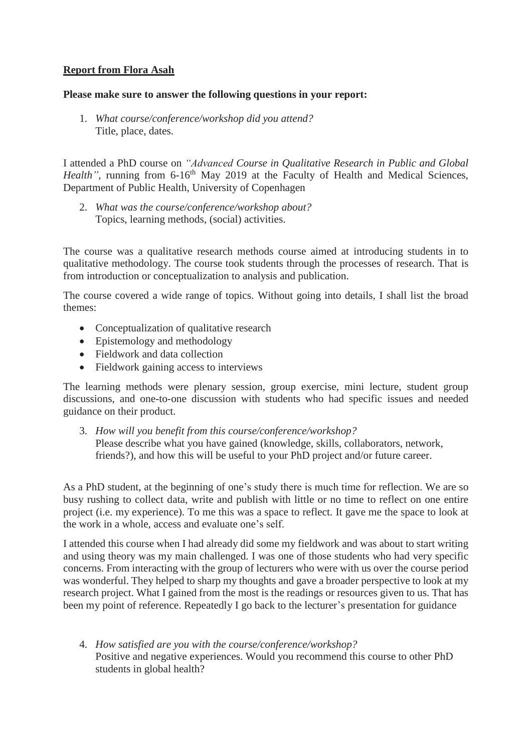**Report from Flora Asah**

**Please make sure to answer the following questions in your report:**

1. *What course/conference/workshop did you attend?*
   Title, place, dates.

I attended a PhD course on *"Advanced Course in Qualitative Research in Public and Global Health"*, running from 6-16th May 2019 at the Faculty of Health and Medical Sciences, Department of Public Health, University of Copenhagen

2. *What was the course/conference/workshop about?*
   Topics, learning methods, (social) activities.

The course was a qualitative research methods course aimed at introducing students in to qualitative methodology. The course took students through the processes of research. That is from introduction or conceptualization to analysis and publication.

The course covered a wide range of topics. Without going into details, I shall list the broad themes:

- Conceptualization of qualitative research
- Epistemology and methodology
- Fieldwork and data collection
- Fieldwork gaining access to interviews

The learning methods were plenary session, group exercise, mini lecture, student group discussions, and one-to-one discussion with students who had specific issues and needed guidance on their product.

3. *How will you benefit from this course/conference/workshop?*
   Please describe what you have gained (knowledge, skills, collaborators, network, friends?), and how this will be useful to your PhD project and/or future career.

As a PhD student, at the beginning of one's study there is much time for reflection. We are so busy rushing to collect data, write and publish with little or no time to reflect on one entire project (i.e. my experience). To me this was a space to reflect. It gave me the space to look at the work in a whole, access and evaluate one's self.

I attended this course when I had already did some my fieldwork and was about to start writing and using theory was my main challenged. I was one of those students who had very specific concerns. From interacting with the group of lecturers who were with us over the course period was wonderful. They helped to sharp my thoughts and gave a broader perspective to look at my research project. What I gained from the most is the readings or resources given to us. That has been my point of reference. Repeatedly I go back to the lecturer's presentation for guidance

4. *How satisfied are you with the course/conference/workshop?*
   Positive and negative experiences. Would you recommend this course to other PhD students in global health?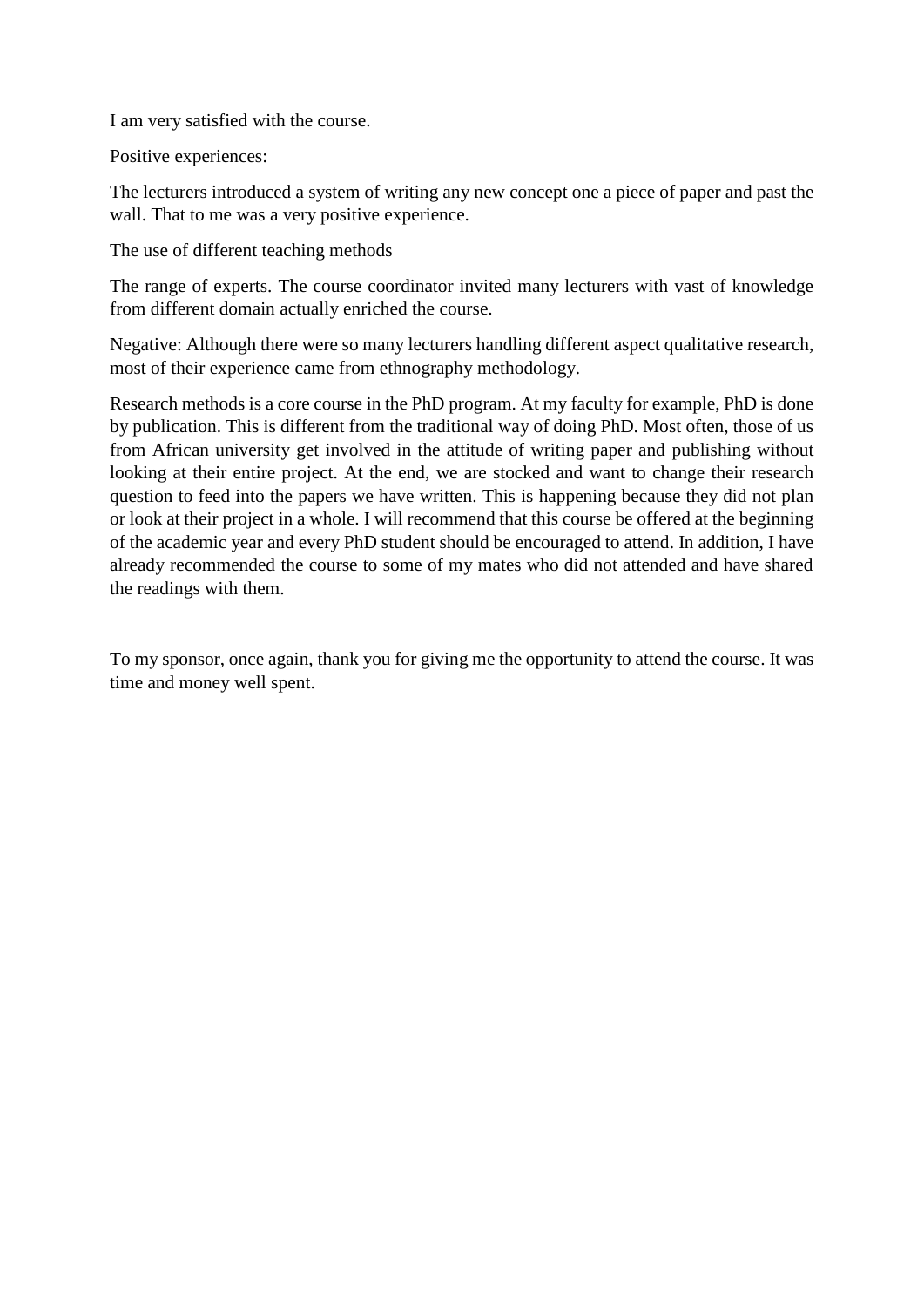I am very satisfied with the course.

Positive experiences:

The lecturers introduced a system of writing any new concept one a piece of paper and past the wall. That to me was a very positive experience.

The use of different teaching methods

The range of experts. The course coordinator invited many lecturers with vast of knowledge from different domain actually enriched the course.

Negative: Although there were so many lecturers handling different aspect qualitative research, most of their experience came from ethnography methodology.

Research methods is a core course in the PhD program. At my faculty for example, PhD is done by publication. This is different from the traditional way of doing PhD. Most often, those of us from African university get involved in the attitude of writing paper and publishing without looking at their entire project. At the end, we are stocked and want to change their research question to feed into the papers we have written. This is happening because they did not plan or look at their project in a whole. I will recommend that this course be offered at the beginning of the academic year and every PhD student should be encouraged to attend. In addition, I have already recommended the course to some of my mates who did not attended and have shared the readings with them.

To my sponsor, once again, thank you for giving me the opportunity to attend the course. It was time and money well spent.